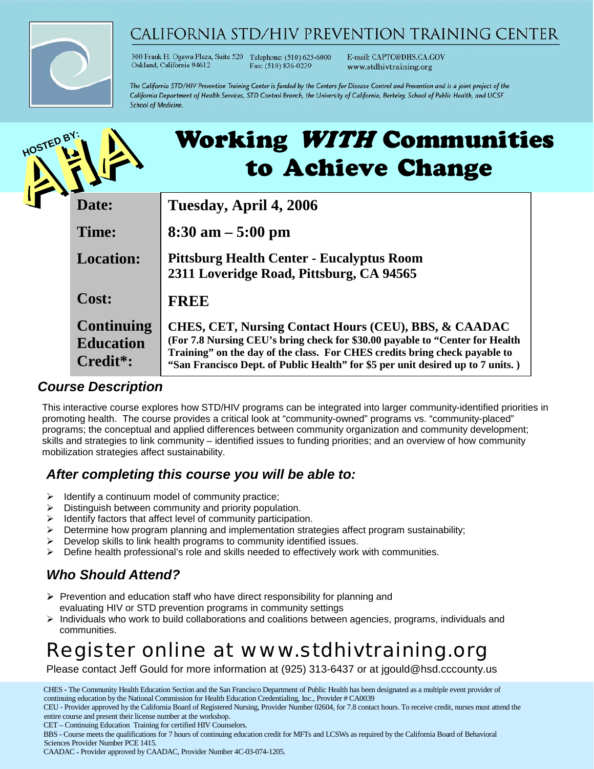# CALIFORNIA STD/HIV PREVENTION TRAINING CENTER

300 Frank H. Ogawa Plaza, Suite 520
Oakland, California 94612

Telephone: (510) 625-6000
Fax: (510) 836-0239

E-mail: CAPTC@DHS.CA.GOV
www.stdhivtraining.org

*The California STD/HIV Prevention Training Center is funded by the Centers for Disease Control and Prevention and is a joint project of the California Department of Health Services, STD Control Branch, the University of California, Berkeley, School of Public Health, and UCSF School of Medicine.*

HOSTED BY: AHA

# Working *WITH* Communities to Achieve Change

| | |
|---|---|
| **Date:** | **Tuesday, April 4, 2006** |
| **Time:** | **8:30 am – 5:00 pm** |
| **Location:** | **Pittsburg Health Center - Eucalyptus Room**<br>**2311 Loveridge Road, Pittsburg, CA 94565** |
| **Cost:** | **FREE** |
| **Continuing Education Credit*:** | **CHES, CET, Nursing Contact Hours (CEU), BBS, & CAADAC**<br>**(For 7.8 Nursing CEU's bring check for $30.00 payable to "Center for Health Training" on the day of the class. For CHES credits bring check payable to "San Francisco Dept. of Public Health" for $5 per unit desired up to 7 units. )** |

## *Course Description*

This interactive course explores how STD/HIV programs can be integrated into larger community-identified priorities in promoting health. The course provides a critical look at "community-owned" programs vs. "community-placed" programs; the conceptual and applied differences between community organization and community development; skills and strategies to link community – identified issues to funding priorities; and an overview of how community mobilization strategies affect sustainability.

## *After completing this course you will be able to:*

- Identify a continuum model of community practice;
- Distinguish between community and priority population.
- Identify factors that affect level of community participation.
- Determine how program planning and implementation strategies affect program sustainability;
- Develop skills to link health programs to community identified issues.
- Define health professional's role and skills needed to effectively work with communities.

## *Who Should Attend?*

- Prevention and education staff who have direct responsibility for planning and evaluating HIV or STD prevention programs in community settings
- Individuals who work to build collaborations and coalitions between agencies, programs, individuals and communities.

# Register online at www.stdhivtraining.org

Please contact Jeff Gould for more information at (925) 313-6437 or at jgould@hsd.cccounty.us

CHES - The Community Health Education Section and the San Francisco Department of Public Health has been designated as a multiple event provider of continuing education by the National Commission for Health Education Credentialing, Inc., Provider # CA0039

CEU - Provider approved by the California Board of Registered Nursing, Provider Number 02604, for 7.8 contact hours. To receive credit, nurses must attend the entire course and present their license number at the workshop.

CET – Continuing Education Training for certified HIV Counselors.

BBS - Course meets the qualifications for 7 hours of continuing education credit for MFTs and LCSWs as required by the California Board of Behavioral Sciences Provider Number PCE 1415.

CAADAC - Provider approved by CAADAC, Provider Number 4C-03-074-1205.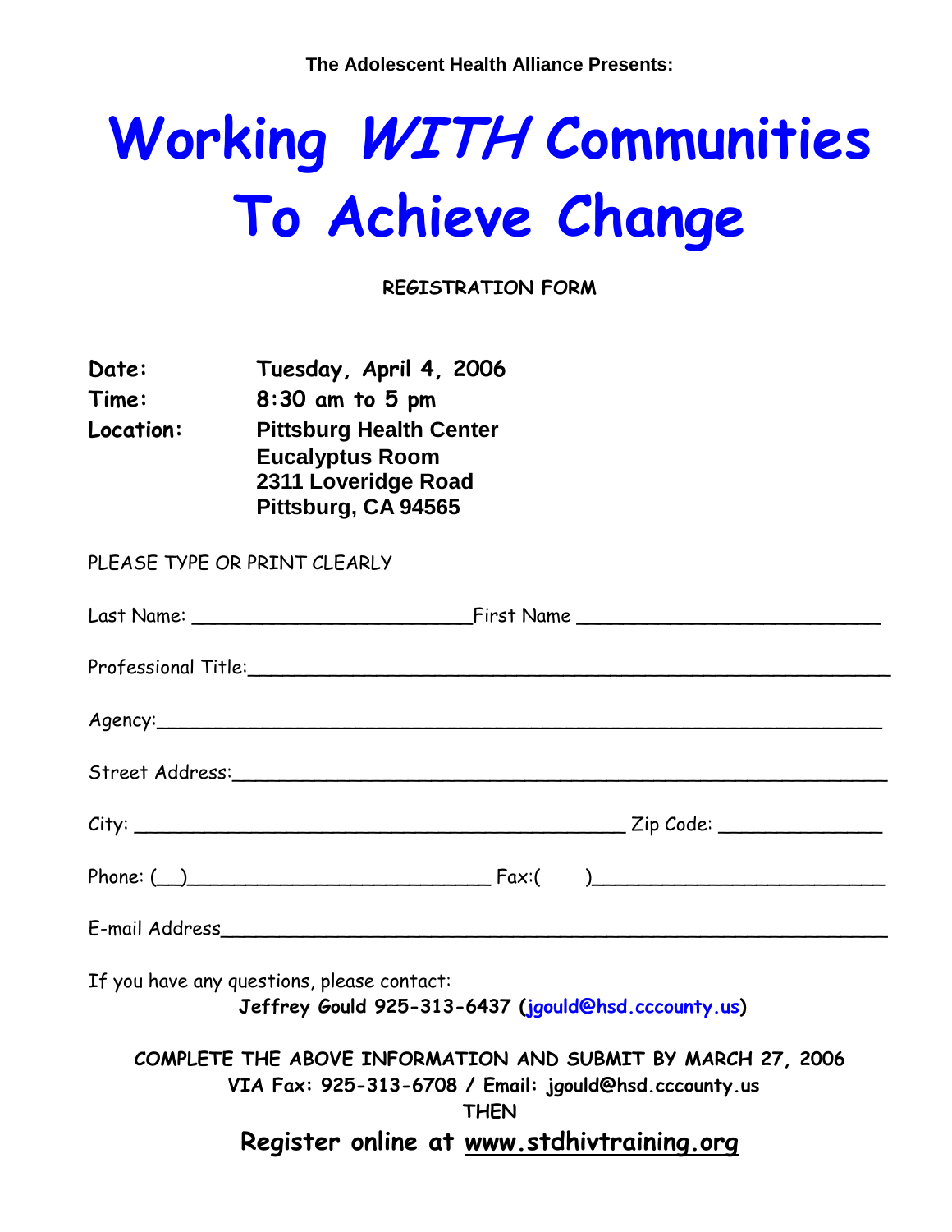The Adolescent Health Alliance Presents:

# Working *WITH* Communities To Achieve Change

**REGISTRATION FORM**

**Date:** **Tuesday, April 4, 2006**
**Time:** **8:30 am to 5 pm**
**Location:** **Pittsburg Health Center**
**Eucalyptus Room**
**2311 Loveridge Road**
**Pittsburg, CA 94565**

PLEASE TYPE OR PRINT CLEARLY

Last Name: ________________________ First Name __________________________

Professional Title: ________________________________________________________

Agency: __________________________________________________________________

Street Address: ___________________________________________________________

City: ___________________________________________ Zip Code: ______________

Phone: (__)___________________________ Fax:(     )_________________________

E-mail Address ____________________________________________________________

If you have any questions, please contact:
**Jeffrey Gould 925-313-6437 (jgould@hsd.cccounty.us)**

**COMPLETE THE ABOVE INFORMATION AND SUBMIT BY MARCH 27, 2006**
**VIA Fax: 925-313-6708 / Email: jgould@hsd.cccounty.us**
THEN
**Register online at www.stdhivtraining.org**